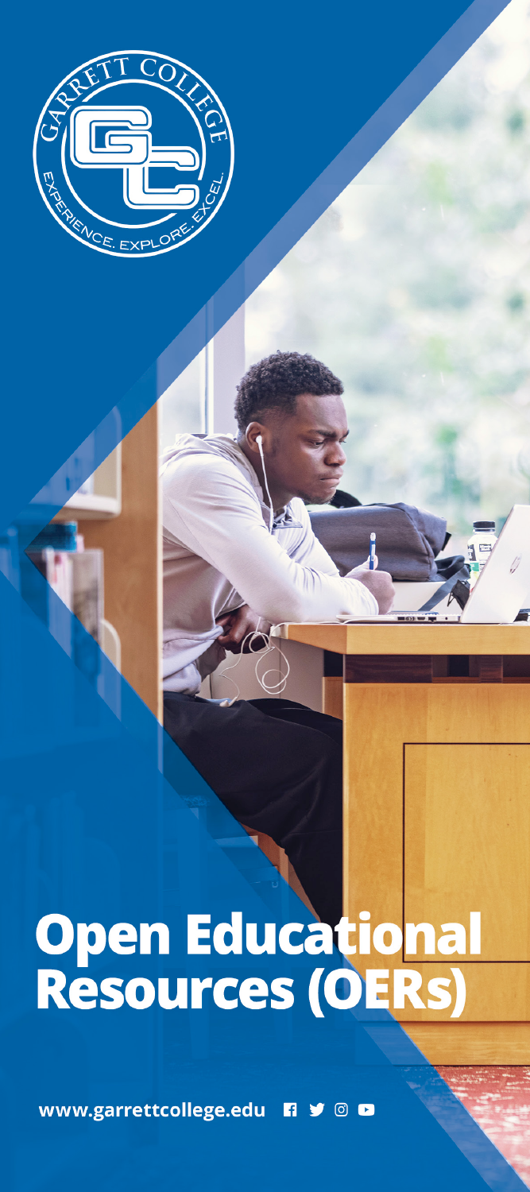GARRETT COLLEGE

EXPERIENCE. EXPLORE. EXCEL.

# Open Educational Resources (OERs)

www.garrettcollege.edu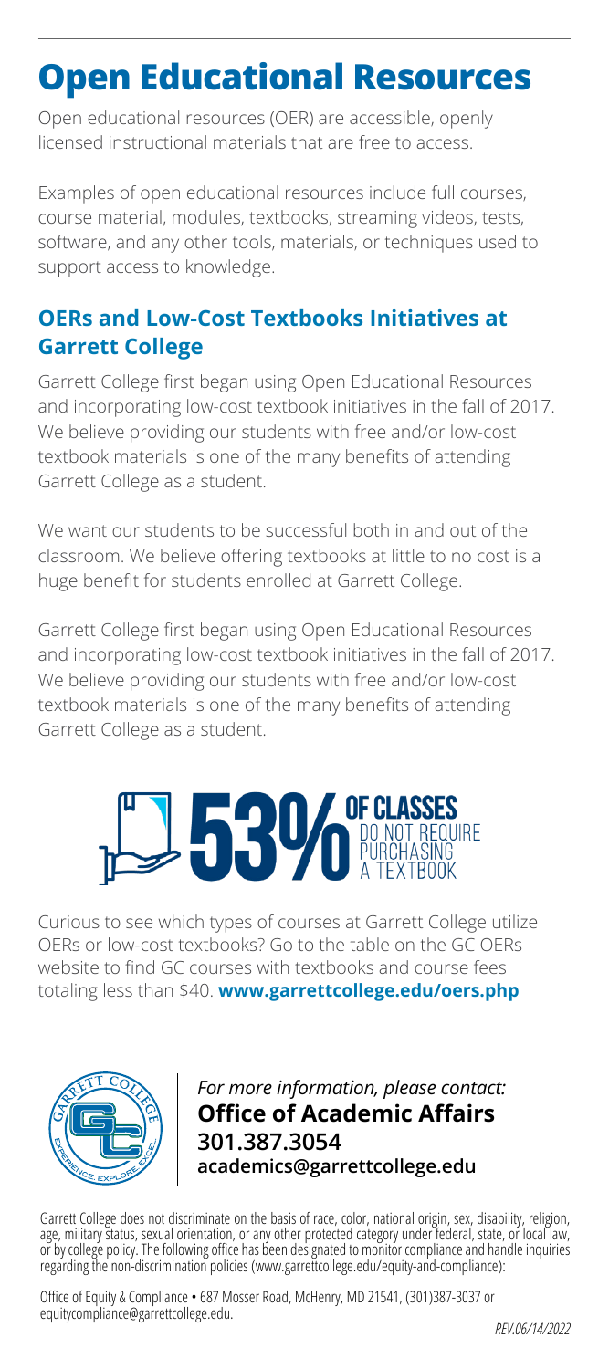# Open Educational Resources

Open educational resources (OER) are accessible, openly licensed instructional materials that are free to access.

Examples of open educational resources include full courses, course material, modules, textbooks, streaming videos, tests, software, and any other tools, materials, or techniques used to support access to knowledge.

## OERs and Low-Cost Textbooks Initiatives at Garrett College

Garrett College first began using Open Educational Resources and incorporating low-cost textbook initiatives in the fall of 2017. We believe providing our students with free and/or low-cost textbook materials is one of the many benefits of attending Garrett College as a student.

We want our students to be successful both in and out of the classroom. We believe offering textbooks at little to no cost is a huge benefit for students enrolled at Garrett College.

Garrett College first began using Open Educational Resources and incorporating low-cost textbook initiatives in the fall of 2017. We believe providing our students with free and/or low-cost textbook materials is one of the many benefits of attending Garrett College as a student.

**53% OF CLASSES** DO NOT REQUIRE PURCHASING A TEXTBOOK

Curious to see which types of courses at Garrett College utilize OERs or low-cost textbooks? Go to the table on the GC OERs website to find GC courses with textbooks and course fees totaling less than $40. **www.garrettcollege.edu/oers.php**

*For more information, please contact:*
**Office of Academic Affairs**
**301.387.3054**
**academics@garrettcollege.edu**

Garrett College does not discriminate on the basis of race, color, national origin, sex, disability, religion, age, military status, sexual orientation, or any other protected category under federal, state, or local law, or by college policy. The following office has been designated to monitor compliance and handle inquiries regarding the non-discrimination policies (www.garrettcollege.edu/equity-and-compliance):

Office of Equity & Compliance • 687 Mosser Road, McHenry, MD 21541, (301)387-3037 or equitycompliance@garrettcollege.edu.

*REV.06/14/2022*